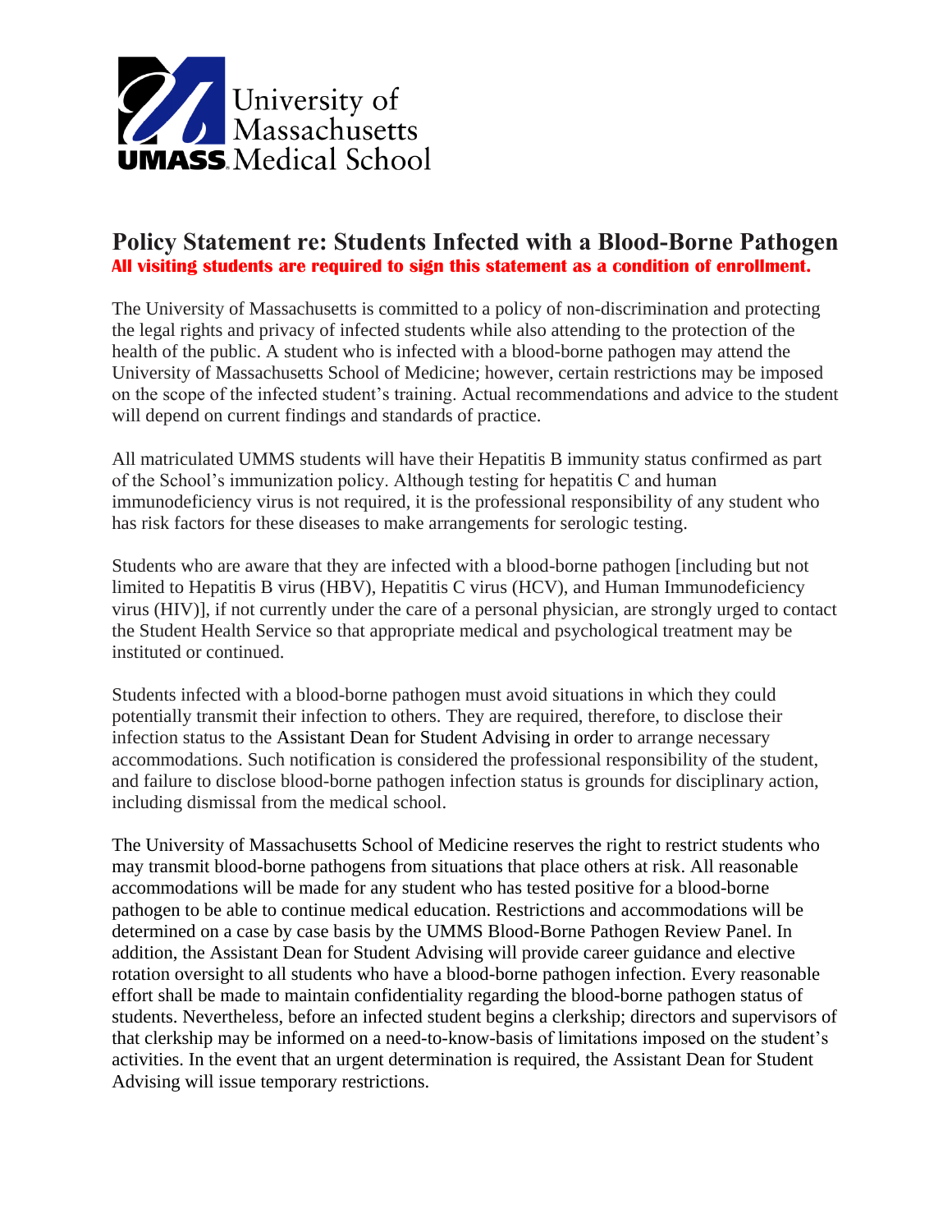University of Massachusetts
UMASS Medical School

# Policy Statement re: Students Infected with a Blood-Borne Pathogen

**All visiting students are required to sign this statement as a condition of enrollment.**

The University of Massachusetts is committed to a policy of non-discrimination and protecting the legal rights and privacy of infected students while also attending to the protection of the health of the public. A student who is infected with a blood-borne pathogen may attend the University of Massachusetts School of Medicine; however, certain restrictions may be imposed on the scope of the infected student's training. Actual recommendations and advice to the student will depend on current findings and standards of practice.

All matriculated UMMS students will have their Hepatitis B immunity status confirmed as part of the School's immunization policy. Although testing for hepatitis C and human immunodeficiency virus is not required, it is the professional responsibility of any student who has risk factors for these diseases to make arrangements for serologic testing.

Students who are aware that they are infected with a blood-borne pathogen [including but not limited to Hepatitis B virus (HBV), Hepatitis C virus (HCV), and Human Immunodeficiency virus (HIV)], if not currently under the care of a personal physician, are strongly urged to contact the Student Health Service so that appropriate medical and psychological treatment may be instituted or continued.

Students infected with a blood-borne pathogen must avoid situations in which they could potentially transmit their infection to others. They are required, therefore, to disclose their infection status to the Assistant Dean for Student Advising in order to arrange necessary accommodations. Such notification is considered the professional responsibility of the student, and failure to disclose blood-borne pathogen infection status is grounds for disciplinary action, including dismissal from the medical school.

The University of Massachusetts School of Medicine reserves the right to restrict students who may transmit blood-borne pathogens from situations that place others at risk. All reasonable accommodations will be made for any student who has tested positive for a blood-borne pathogen to be able to continue medical education. Restrictions and accommodations will be determined on a case by case basis by the UMMS Blood-Borne Pathogen Review Panel. In addition, the Assistant Dean for Student Advising will provide career guidance and elective rotation oversight to all students who have a blood-borne pathogen infection. Every reasonable effort shall be made to maintain confidentiality regarding the blood-borne pathogen status of students. Nevertheless, before an infected student begins a clerkship; directors and supervisors of that clerkship may be informed on a need-to-know-basis of limitations imposed on the student's activities. In the event that an urgent determination is required, the Assistant Dean for Student Advising will issue temporary restrictions.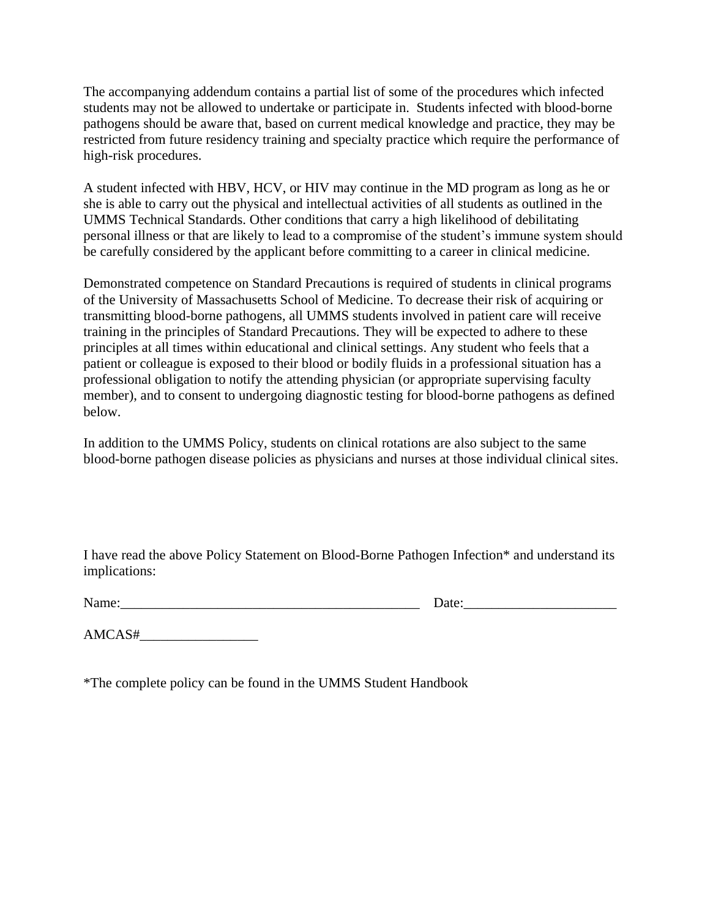The accompanying addendum contains a partial list of some of the procedures which infected students may not be allowed to undertake or participate in. Students infected with blood-borne pathogens should be aware that, based on current medical knowledge and practice, they may be restricted from future residency training and specialty practice which require the performance of high-risk procedures.

A student infected with HBV, HCV, or HIV may continue in the MD program as long as he or she is able to carry out the physical and intellectual activities of all students as outlined in the UMMS Technical Standards. Other conditions that carry a high likelihood of debilitating personal illness or that are likely to lead to a compromise of the student's immune system should be carefully considered by the applicant before committing to a career in clinical medicine.

Demonstrated competence on Standard Precautions is required of students in clinical programs of the University of Massachusetts School of Medicine. To decrease their risk of acquiring or transmitting blood-borne pathogens, all UMMS students involved in patient care will receive training in the principles of Standard Precautions. They will be expected to adhere to these principles at all times within educational and clinical settings. Any student who feels that a patient or colleague is exposed to their blood or bodily fluids in a professional situation has a professional obligation to notify the attending physician (or appropriate supervising faculty member), and to consent to undergoing diagnostic testing for blood-borne pathogens as defined below.

In addition to the UMMS Policy, students on clinical rotations are also subject to the same blood-borne pathogen disease policies as physicians and nurses at those individual clinical sites.

I have read the above Policy Statement on Blood-Borne Pathogen Infection* and understand its implications:

Name:____________________________________________ Date:______________________

AMCAS#_________________

*The complete policy can be found in the UMMS Student Handbook